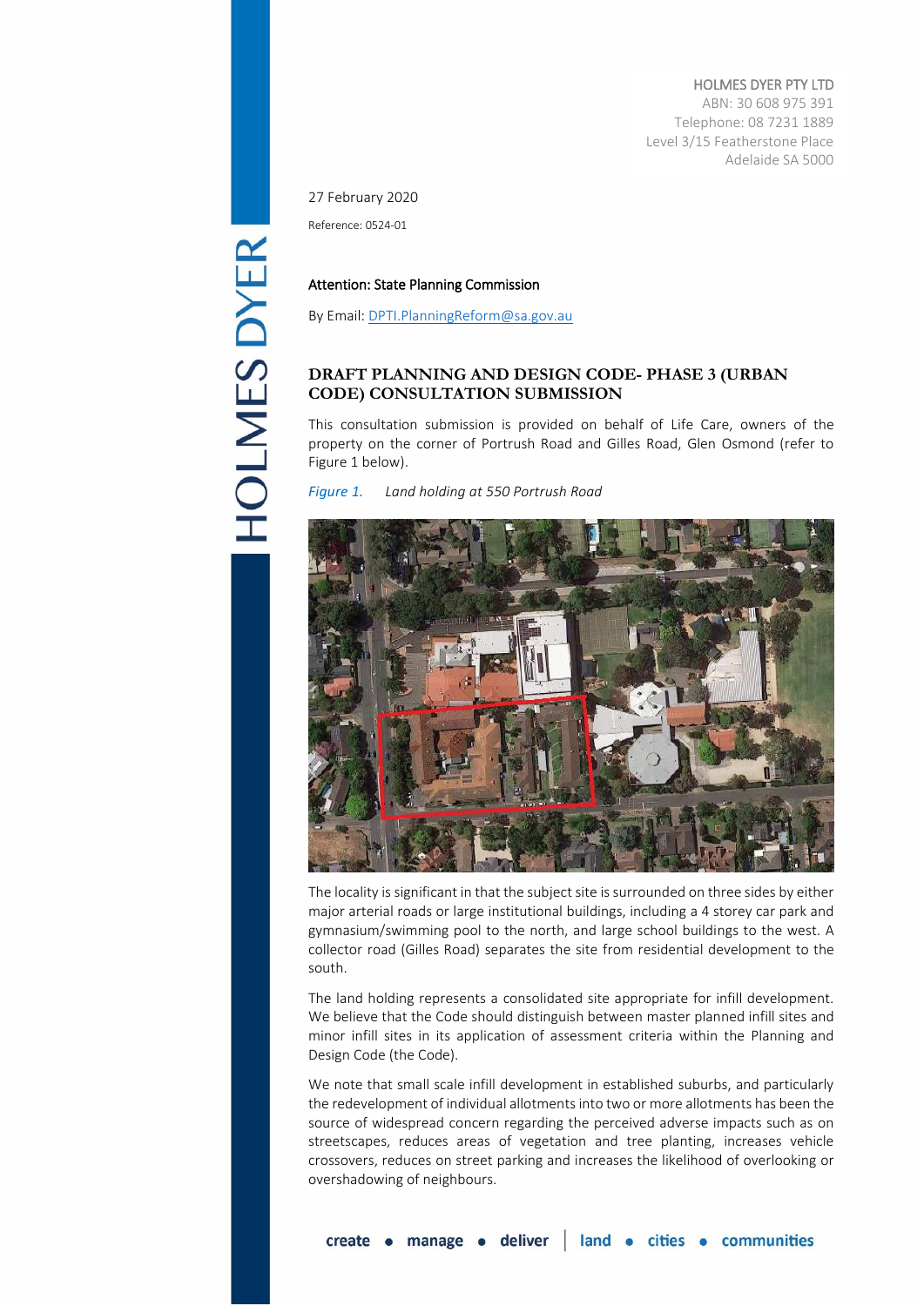HOLMES DYER PTY LTD
ABN: 30 608 975 391
Telephone: 08 7231 1889
Level 3/15 Featherstone Place
Adelaide SA 5000

27 February 2020

Reference: 0524-01

Attention: State Planning Commission

By Email: DPTI.PlanningReform@sa.gov.au

## DRAFT PLANNING AND DESIGN CODE- PHASE 3 (URBAN CODE) CONSULTATION SUBMISSION

This consultation submission is provided on behalf of Life Care, owners of the property on the corner of Portrush Road and Gilles Road, Glen Osmond (refer to Figure 1 below).

*Figure 1. Land holding at 550 Portrush Road*

The locality is significant in that the subject site is surrounded on three sides by either major arterial roads or large institutional buildings, including a 4 storey car park and gymnasium/swimming pool to the north, and large school buildings to the west. A collector road (Gilles Road) separates the site from residential development to the south.

The land holding represents a consolidated site appropriate for infill development. We believe that the Code should distinguish between master planned infill sites and minor infill sites in its application of assessment criteria within the Planning and Design Code (the Code).

We note that small scale infill development in established suburbs, and particularly the redevelopment of individual allotments into two or more allotments has been the source of widespread concern regarding the perceived adverse impacts such as on streetscapes, reduces areas of vegetation and tree planting, increases vehicle crossovers, reduces on street parking and increases the likelihood of overlooking or overshadowing of neighbours.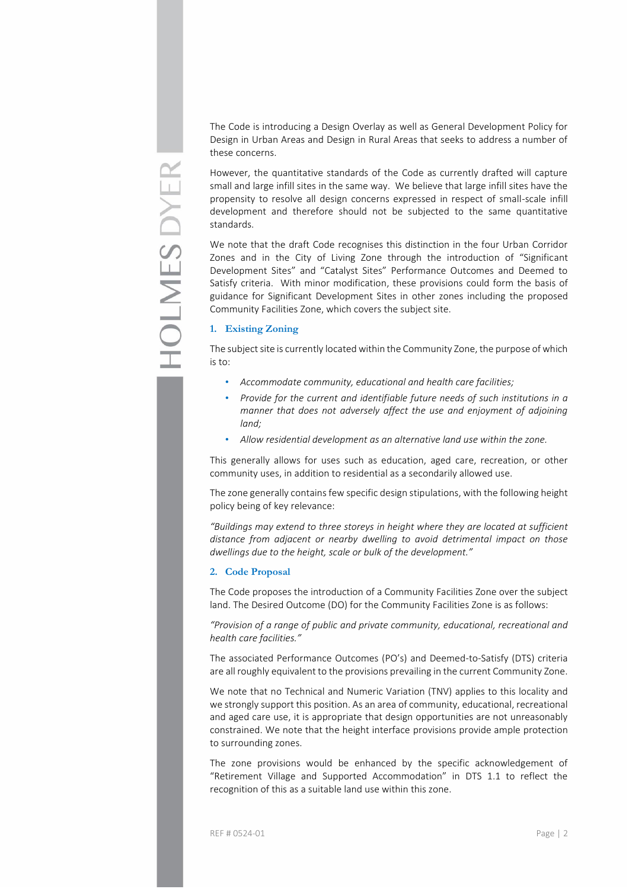The Code is introducing a Design Overlay as well as General Development Policy for Design in Urban Areas and Design in Rural Areas that seeks to address a number of these concerns.

However, the quantitative standards of the Code as currently drafted will capture small and large infill sites in the same way. We believe that large infill sites have the propensity to resolve all design concerns expressed in respect of small-scale infill development and therefore should not be subjected to the same quantitative standards.

We note that the draft Code recognises this distinction in the four Urban Corridor Zones and in the City of Living Zone through the introduction of "Significant Development Sites" and "Catalyst Sites" Performance Outcomes and Deemed to Satisfy criteria. With minor modification, these provisions could form the basis of guidance for Significant Development Sites in other zones including the proposed Community Facilities Zone, which covers the subject site.

## 1. Existing Zoning

The subject site is currently located within the Community Zone, the purpose of which is to:

- *Accommodate community, educational and health care facilities;*
- *Provide for the current and identifiable future needs of such institutions in a manner that does not adversely affect the use and enjoyment of adjoining land;*
- *Allow residential development as an alternative land use within the zone.*

This generally allows for uses such as education, aged care, recreation, or other community uses, in addition to residential as a secondarily allowed use.

The zone generally contains few specific design stipulations, with the following height policy being of key relevance:

*"Buildings may extend to three storeys in height where they are located at sufficient distance from adjacent or nearby dwelling to avoid detrimental impact on those dwellings due to the height, scale or bulk of the development."*

## 2. Code Proposal

The Code proposes the introduction of a Community Facilities Zone over the subject land. The Desired Outcome (DO) for the Community Facilities Zone is as follows:

*"Provision of a range of public and private community, educational, recreational and health care facilities."*

The associated Performance Outcomes (PO's) and Deemed-to-Satisfy (DTS) criteria are all roughly equivalent to the provisions prevailing in the current Community Zone.

We note that no Technical and Numeric Variation (TNV) applies to this locality and we strongly support this position. As an area of community, educational, recreational and aged care use, it is appropriate that design opportunities are not unreasonably constrained. We note that the height interface provisions provide ample protection to surrounding zones.

The zone provisions would be enhanced by the specific acknowledgement of "Retirement Village and Supported Accommodation" in DTS 1.1 to reflect the recognition of this as a suitable land use within this zone.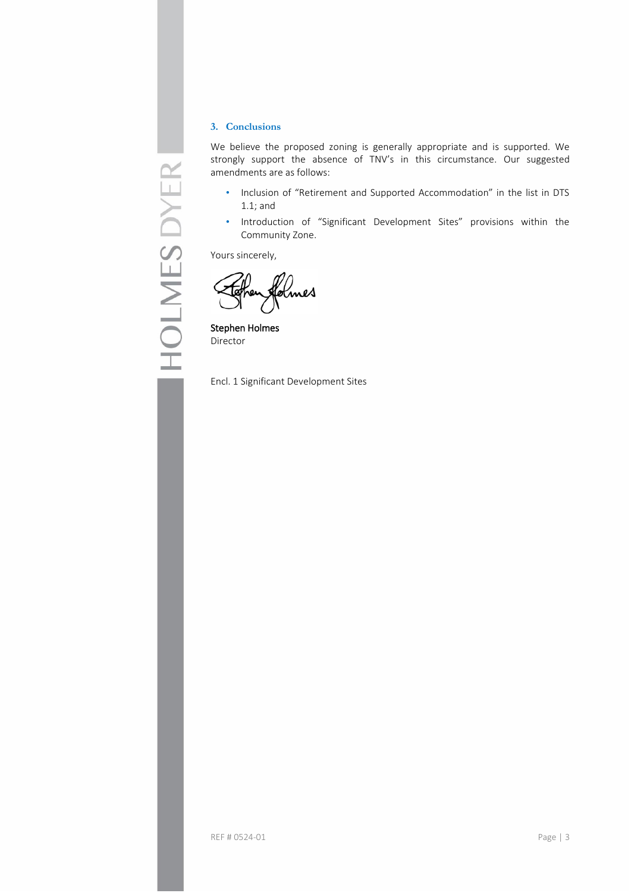## 3. Conclusions

We believe the proposed zoning is generally appropriate and is supported. We strongly support the absence of TNV's in this circumstance. Our suggested amendments are as follows:

- Inclusion of "Retirement and Supported Accommodation" in the list in DTS 1.1; and
- Introduction of "Significant Development Sites" provisions within the Community Zone.

Yours sincerely,

**Stephen Holmes**
Director

Encl. 1 Significant Development Sites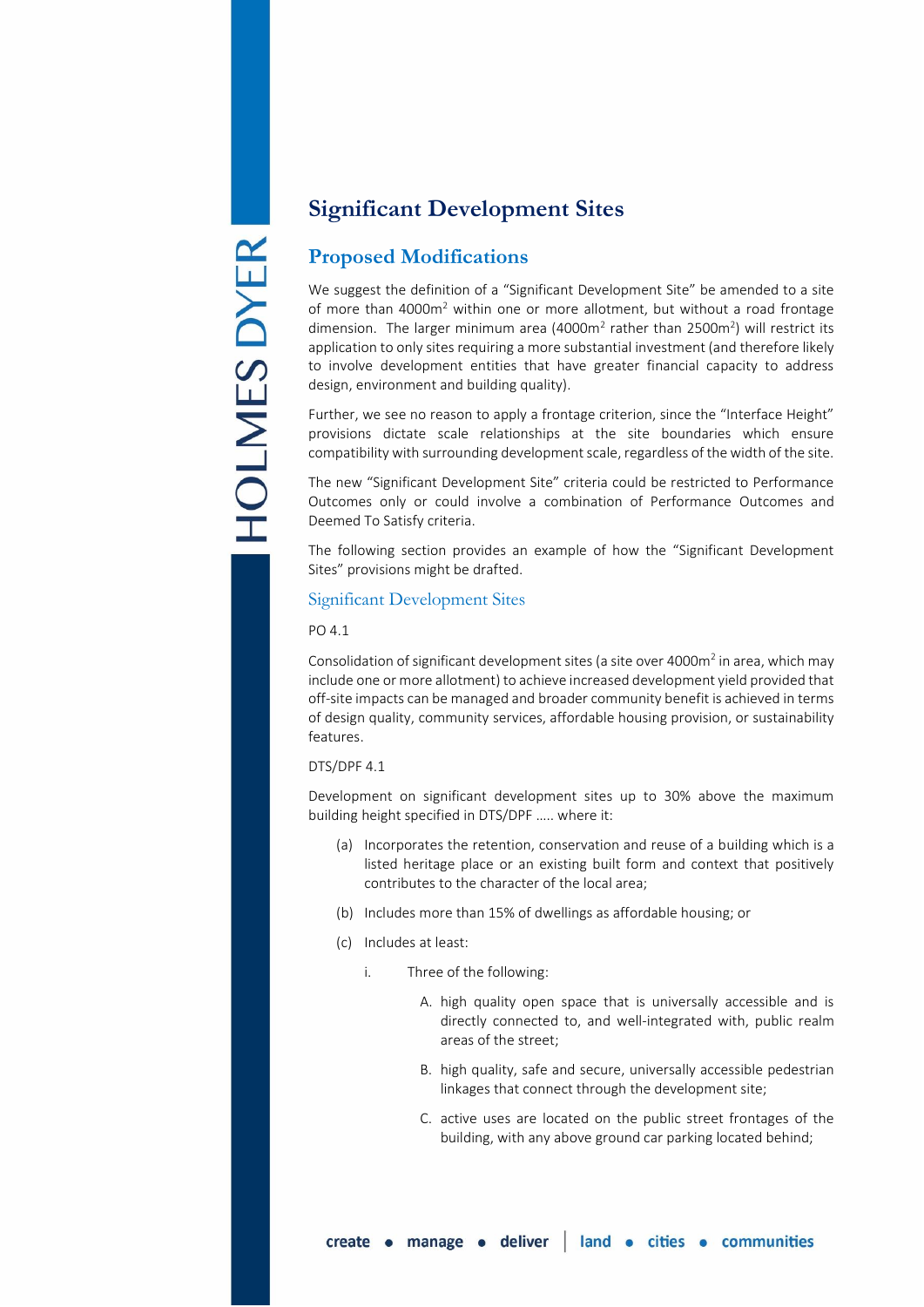# Significant Development Sites

## Proposed Modifications

We suggest the definition of a "Significant Development Site" be amended to a site of more than 4000m$^2$ within one or more allotment, but without a road frontage dimension. The larger minimum area (4000m$^2$ rather than 2500m$^2$) will restrict its application to only sites requiring a more substantial investment (and therefore likely to involve development entities that have greater financial capacity to address design, environment and building quality).

Further, we see no reason to apply a frontage criterion, since the "Interface Height" provisions dictate scale relationships at the site boundaries which ensure compatibility with surrounding development scale, regardless of the width of the site.

The new "Significant Development Site" criteria could be restricted to Performance Outcomes only or could involve a combination of Performance Outcomes and Deemed To Satisfy criteria.

The following section provides an example of how the "Significant Development Sites" provisions might be drafted.

### Significant Development Sites

PO 4.1

Consolidation of significant development sites (a site over 4000m$^2$ in area, which may include one or more allotment) to achieve increased development yield provided that off-site impacts can be managed and broader community benefit is achieved in terms of design quality, community services, affordable housing provision, or sustainability features.

DTS/DPF 4.1

Development on significant development sites up to 30% above the maximum building height specified in DTS/DPF ..... where it:

(a) Incorporates the retention, conservation and reuse of a building which is a listed heritage place or an existing built form and context that positively contributes to the character of the local area;

(b) Includes more than 15% of dwellings as affordable housing; or

(c) Includes at least:

  i. Three of the following:

    A. high quality open space that is universally accessible and is directly connected to, and well-integrated with, public realm areas of the street;

    B. high quality, safe and secure, universally accessible pedestrian linkages that connect through the development site;

    C. active uses are located on the public street frontages of the building, with any above ground car parking located behind;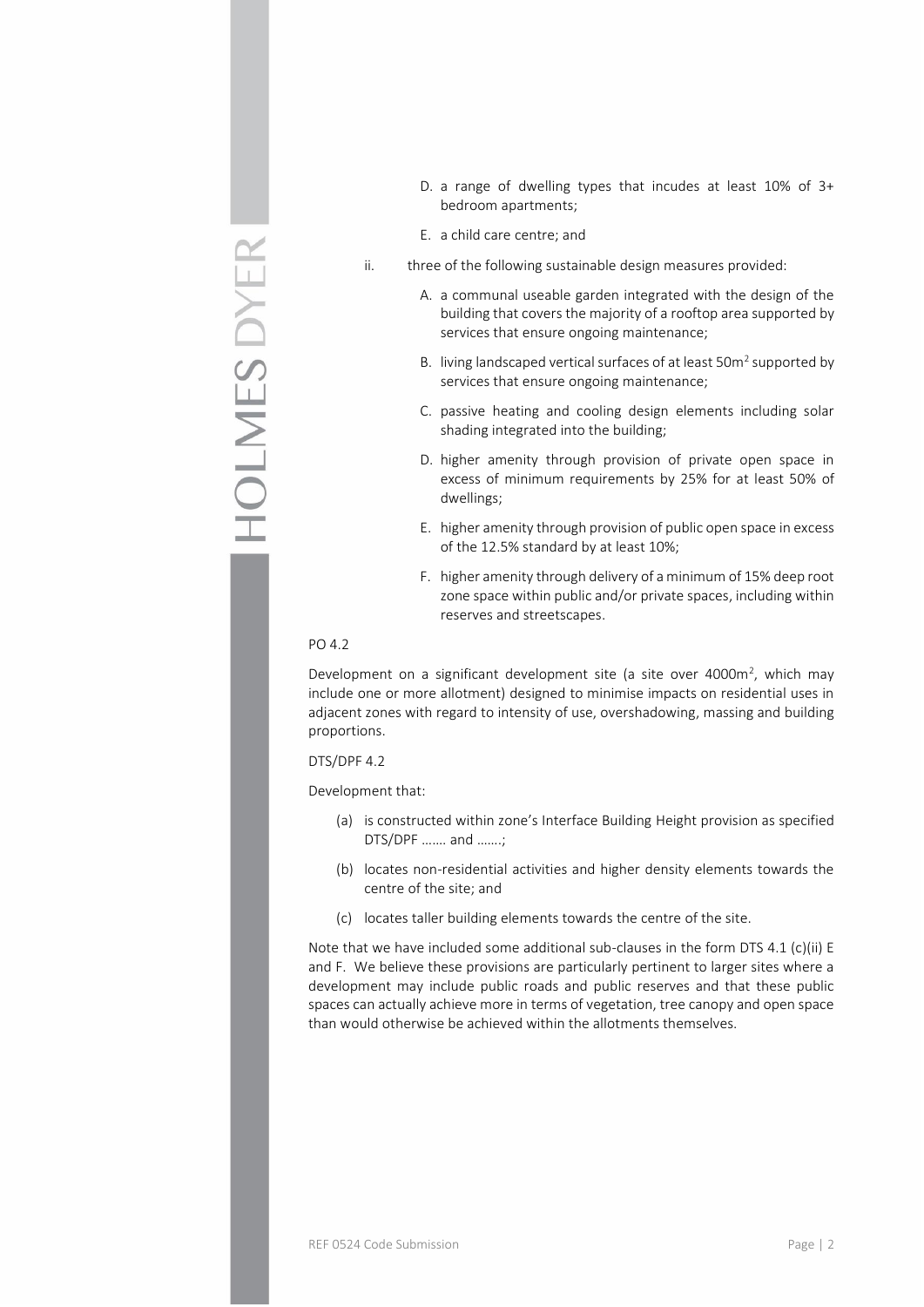D. a range of dwelling types that incudes at least 10% of 3+ bedroom apartments;

E. a child care centre; and

ii. three of the following sustainable design measures provided:

A. a communal useable garden integrated with the design of the building that covers the majority of a rooftop area supported by services that ensure ongoing maintenance;

B. living landscaped vertical surfaces of at least 50m$^2$ supported by services that ensure ongoing maintenance;

C. passive heating and cooling design elements including solar shading integrated into the building;

D. higher amenity through provision of private open space in excess of minimum requirements by 25% for at least 50% of dwellings;

E. higher amenity through provision of public open space in excess of the 12.5% standard by at least 10%;

F. higher amenity through delivery of a minimum of 15% deep root zone space within public and/or private spaces, including within reserves and streetscapes.

PO 4.2

Development on a significant development site (a site over 4000m$^2$, which may include one or more allotment) designed to minimise impacts on residential uses in adjacent zones with regard to intensity of use, overshadowing, massing and building proportions.

DTS/DPF 4.2

Development that:

(a) is constructed within zone's Interface Building Height provision as specified DTS/DPF ……. and …….;

(b) locates non-residential activities and higher density elements towards the centre of the site; and

(c) locates taller building elements towards the centre of the site.

Note that we have included some additional sub-clauses in the form DTS 4.1 (c)(ii) E and F. We believe these provisions are particularly pertinent to larger sites where a development may include public roads and public reserves and that these public spaces can actually achieve more in terms of vegetation, tree canopy and open space than would otherwise be achieved within the allotments themselves.